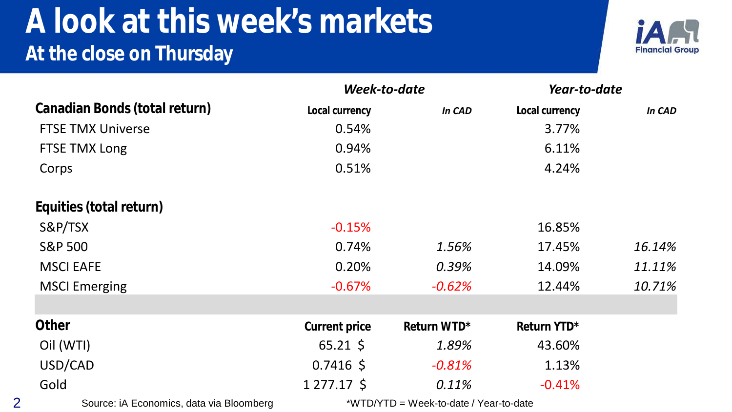# A look at this week's markets

## At the close on Thursday

| | *Week-to-date* | | *Year-to-date* | |
|---|---|---|---|---|
| **Canadian Bonds (total return)** | **Local currency** | ***In CAD*** | **Local currency** | ***In CAD*** |
| FTSE TMX Universe | 0.54% | | 3.77% | |
| FTSE TMX Long | 0.94% | | 6.11% | |
| Corps | 0.51% | | 4.24% | |
| **Equities (total return)** | | | | |
| S&P/TSX | -0.15% | | 16.85% | |
| S&P 500 | 0.74% | *1.56%* | 17.45% | *16.14%* |
| MSCI EAFE | 0.20% | *0.39%* | 14.09% | *11.11%* |
| MSCI Emerging | -0.67% | *-0.62%* | 12.44% | *10.71%* |

| **Other** | **Current price** | **Return WTD*** | **Return YTD*** |
|---|---|---|---|
| Oil (WTI) | 65.21 $ | *1.89%* | 43.60% |
| USD/CAD | 0.7416 $ | *-0.81%* | 1.13% |
| Gold | 1 277.17 $ | *0.11%* | -0.41% |

Source: iA Economics, data via Bloomberg

*WTD/YTD = Week-to-date / Year-to-date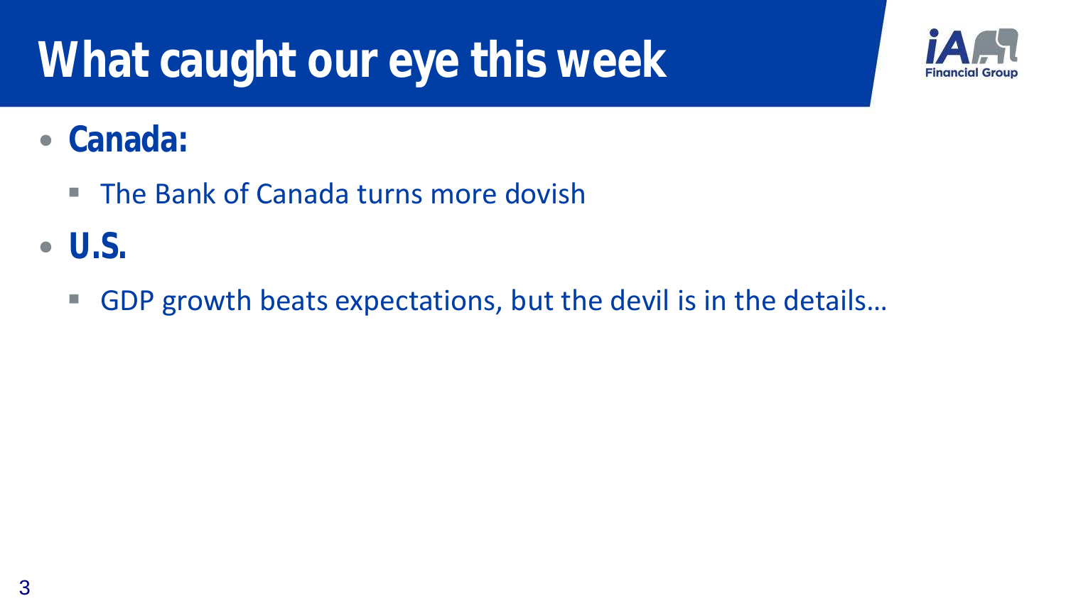# What caught our eye this week

- **Canada:**
  - The Bank of Canada turns more dovish
- **U.S.**
  - GDP growth beats expectations, but the devil is in the details…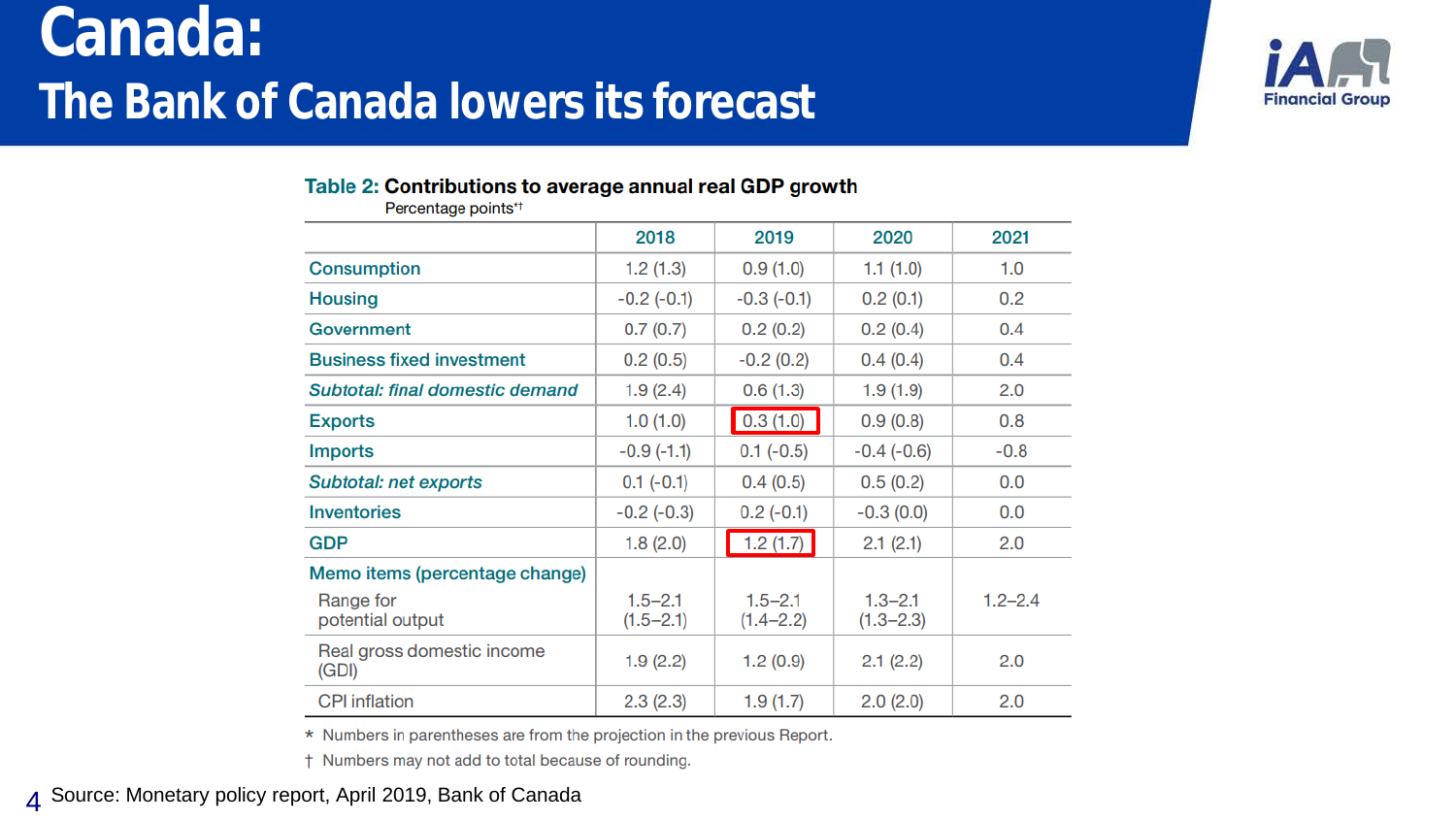# Canada:

## The Bank of Canada lowers its forecast

**Table 2: Contributions to average annual real GDP growth**
Percentage points*†

| | 2018 | 2019 | 2020 | 2021 |
|---|---|---|---|---|
| Consumption | 1.2 (1.3) | 0.9 (1.0) | 1.1 (1.0) | 1.0 |
| Housing | -0.2 (-0.1) | -0.3 (-0.1) | 0.2 (0.1) | 0.2 |
| Government | 0.7 (0.7) | 0.2 (0.2) | 0.2 (0.4) | 0.4 |
| Business fixed investment | 0.2 (0.5) | -0.2 (0.2) | 0.4 (0.4) | 0.4 |
| *Subtotal: final domestic demand* | 1.9 (2.4) | 0.6 (1.3) | 1.9 (1.9) | 2.0 |
| Exports | 1.0 (1.0) | 0.3 (1.0) | 0.9 (0.8) | 0.8 |
| Imports | -0.9 (-1.1) | 0.1 (-0.5) | -0.4 (-0.6) | -0.8 |
| *Subtotal: net exports* | 0.1 (-0.1) | 0.4 (0.5) | 0.5 (0.2) | 0.0 |
| Inventories | -0.2 (-0.3) | 0.2 (-0.1) | -0.3 (0.0) | 0.0 |
| GDP | 1.8 (2.0) | 1.2 (1.7) | 2.1 (2.1) | 2.0 |
| Memo items (percentage change) | | | | |
| Range for potential output | 1.5–2.1 (1.5–2.1) | 1.5–2.1 (1.4–2.2) | 1.3–2.1 (1.3–2.3) | 1.2–2.4 |
| Real gross domestic income (GDI) | 1.9 (2.2) | 1.2 (0.9) | 2.1 (2.2) | 2.0 |
| CPI inflation | 2.3 (2.3) | 1.9 (1.7) | 2.0 (2.0) | 2.0 |

* Numbers in parentheses are from the projection in the previous Report.

† Numbers may not add to total because of rounding.

Source: Monetary policy report, April 2019, Bank of Canada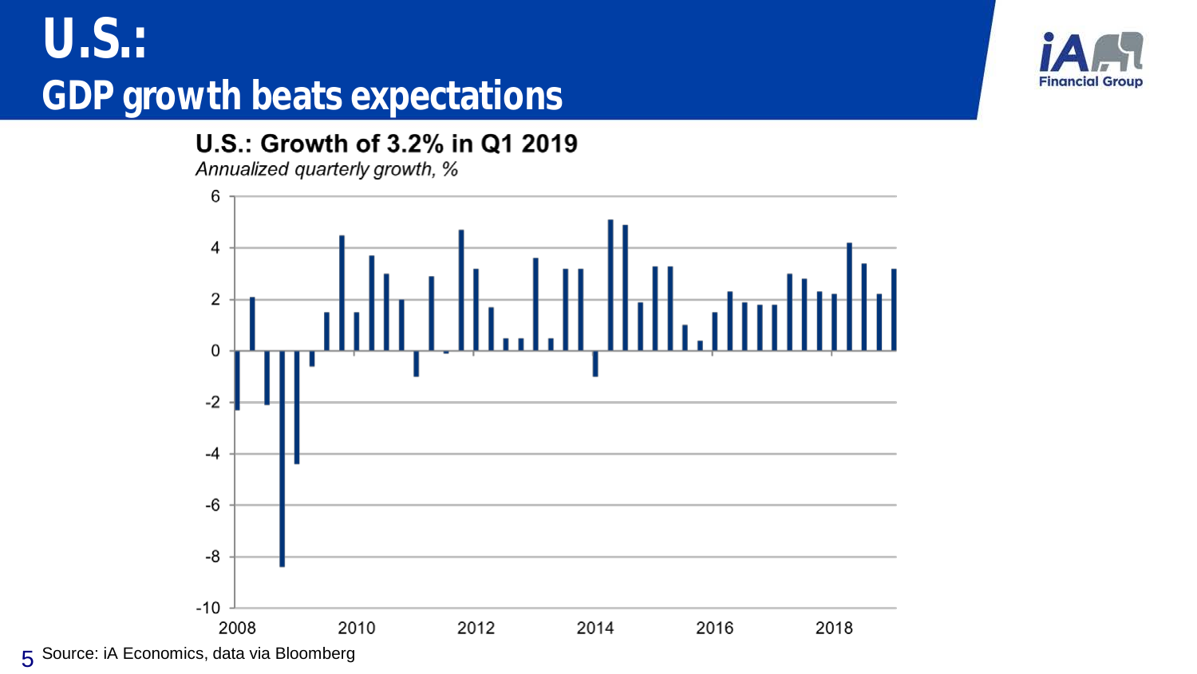# U.S.:
## GDP growth beats expectations

**U.S.: Growth of 3.2% in Q1 2019**

*Annualized quarterly growth, %*

Source: iA Economics, data via Bloomberg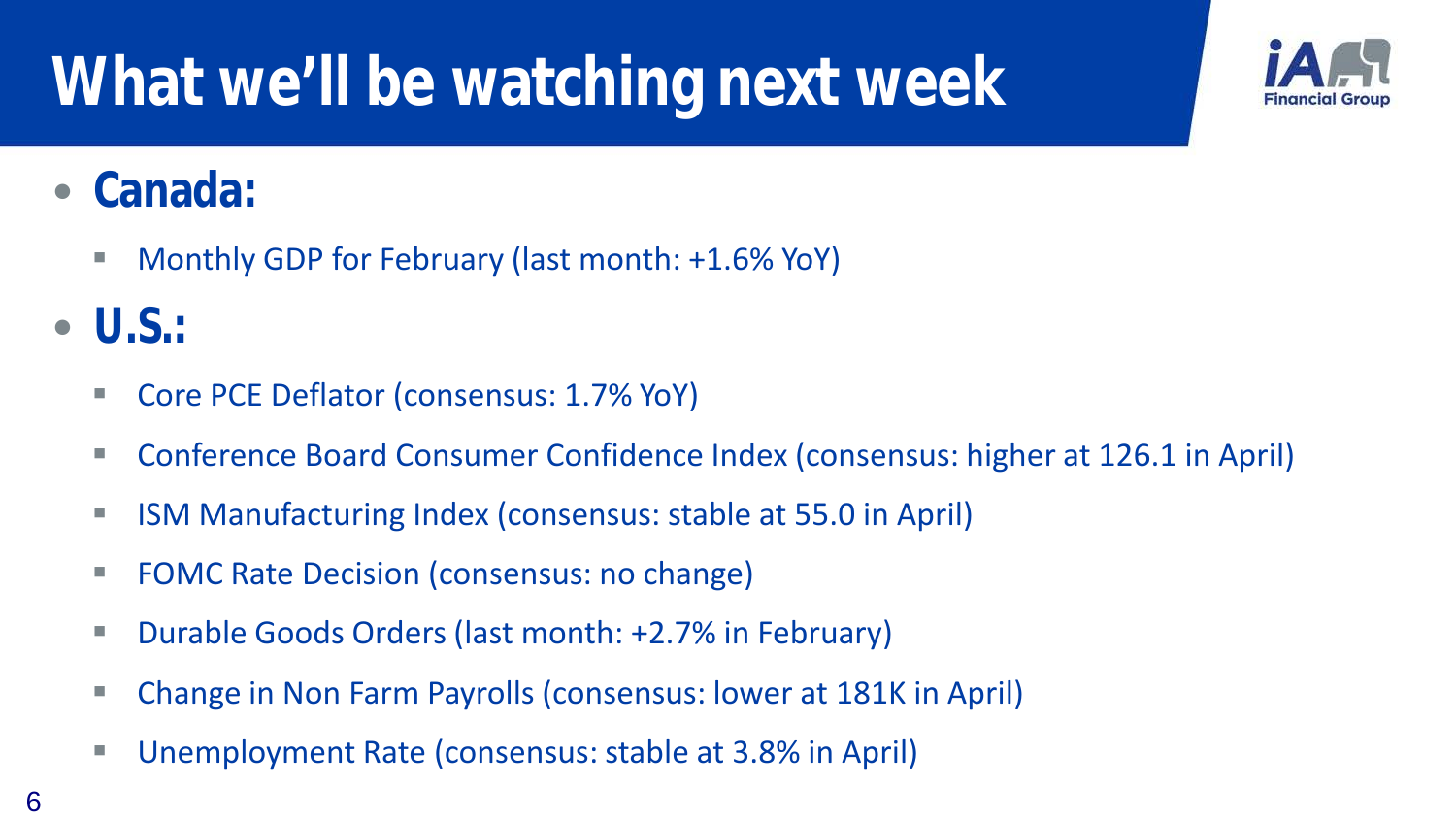# What we'll be watching next week

- **Canada:**
  - Monthly GDP for February (last month: +1.6% YoY)
- **U.S.:**
  - Core PCE Deflator (consensus: 1.7% YoY)
  - Conference Board Consumer Confidence Index (consensus: higher at 126.1 in April)
  - ISM Manufacturing Index (consensus: stable at 55.0 in April)
  - FOMC Rate Decision (consensus: no change)
  - Durable Goods Orders (last month: +2.7% in February)
  - Change in Non Farm Payrolls (consensus: lower at 181K in April)
  - Unemployment Rate (consensus: stable at 3.8% in April)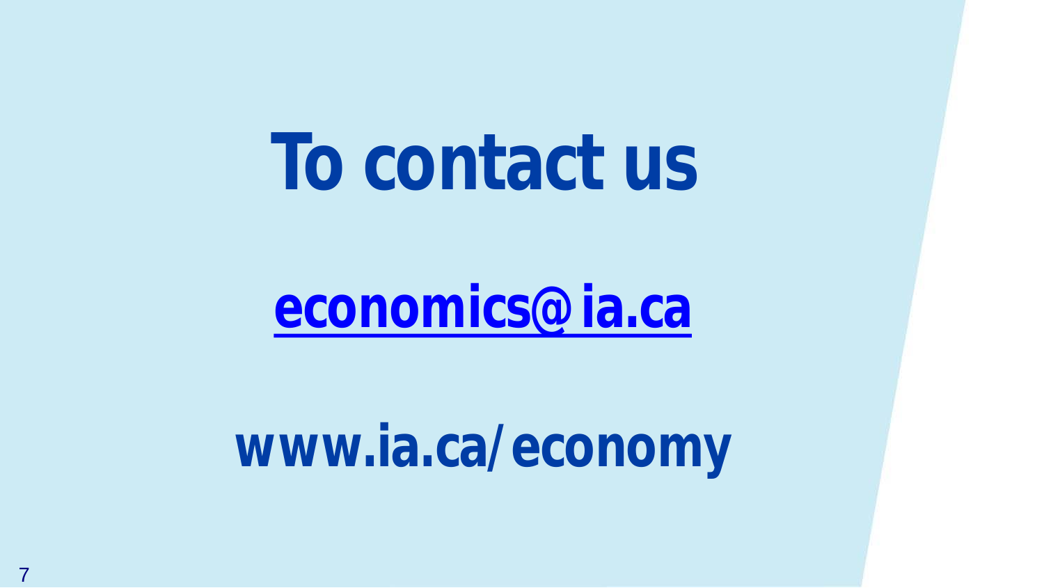# To contact us

**[economics@ia.ca](mailto:economics@ia.ca)**

**www.ia.ca/economy**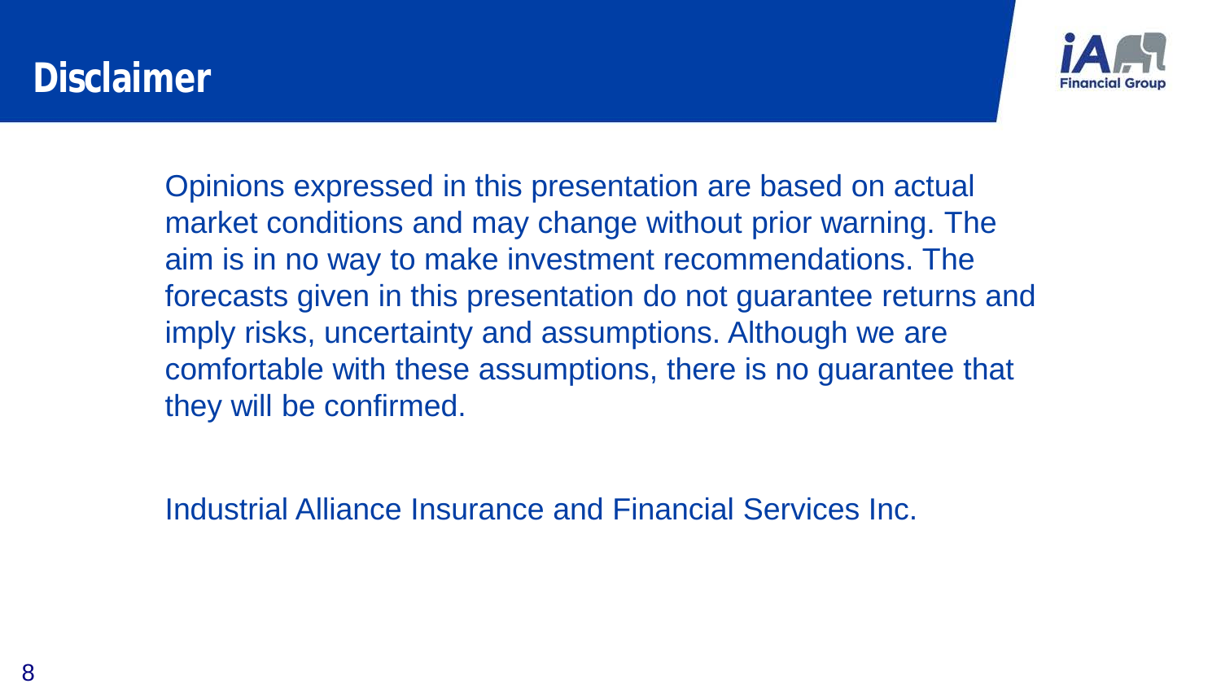# Disclaimer

Opinions expressed in this presentation are based on actual market conditions and may change without prior warning. The aim is in no way to make investment recommendations. The forecasts given in this presentation do not guarantee returns and imply risks, uncertainty and assumptions. Although we are comfortable with these assumptions, there is no guarantee that they will be confirmed.

Industrial Alliance Insurance and Financial Services Inc.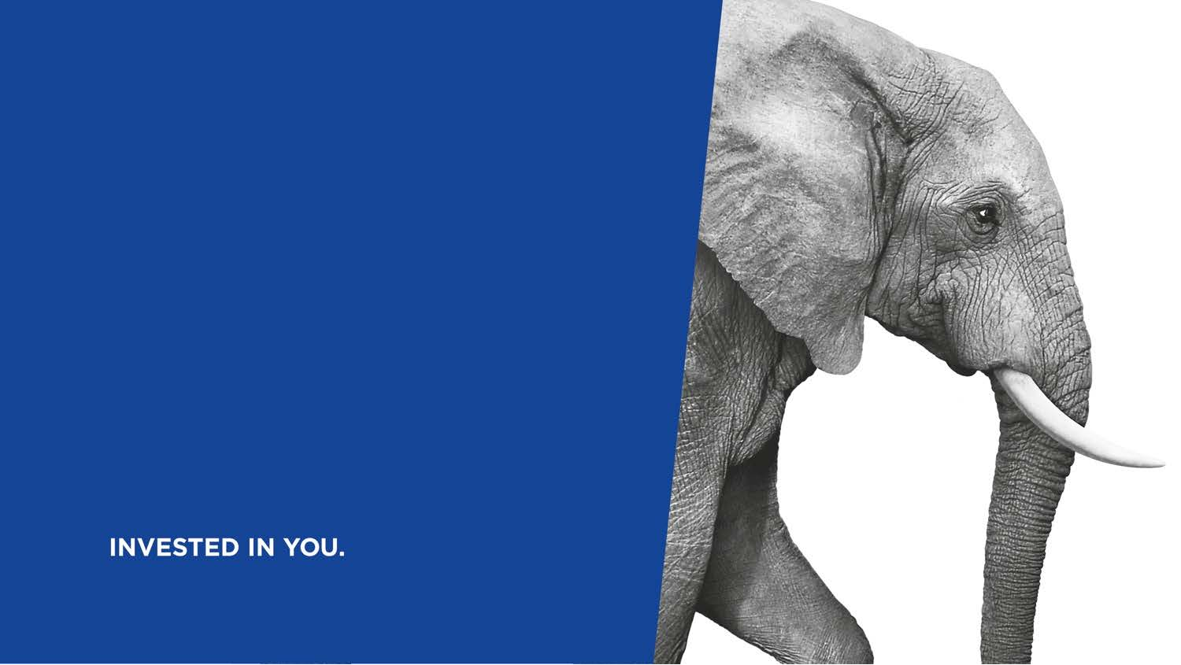INVESTED IN YOU.